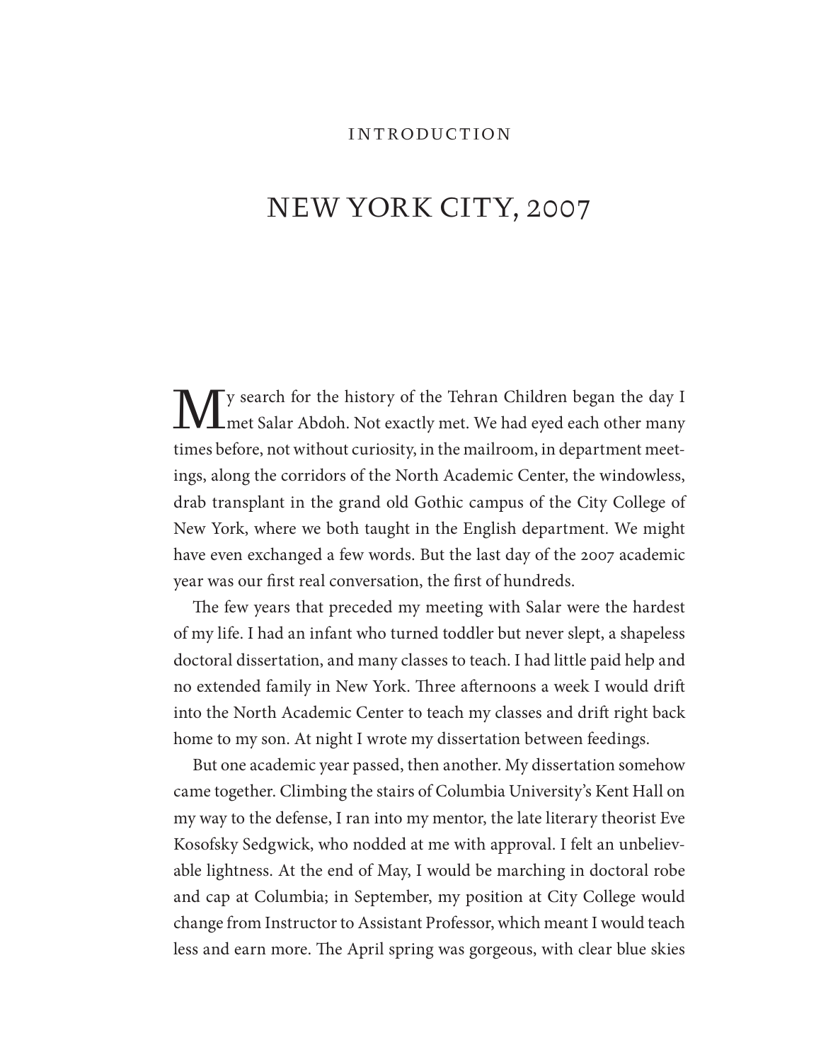INTRODUCTION

# NEW YORK CITY, 2007

My search for the history of the Tehran Children began the day I met Salar Abdoh. Not exactly met. We had eyed each other many times before, not without curiosity, in the mailroom, in department meetings, along the corridors of the North Academic Center, the windowless, drab transplant in the grand old Gothic campus of the City College of New York, where we both taught in the English department. We might have even exchanged a few words. But the last day of the 2007 academic year was our first real conversation, the first of hundreds.

The few years that preceded my meeting with Salar were the hardest of my life. I had an infant who turned toddler but never slept, a shapeless doctoral dissertation, and many classes to teach. I had little paid help and no extended family in New York. Three afternoons a week I would drift into the North Academic Center to teach my classes and drift right back home to my son. At night I wrote my dissertation between feedings.

But one academic year passed, then another. My dissertation somehow came together. Climbing the stairs of Columbia University's Kent Hall on my way to the defense, I ran into my mentor, the late literary theorist Eve Kosofsky Sedgwick, who nodded at me with approval. I felt an unbelievable lightness. At the end of May, I would be marching in doctoral robe and cap at Columbia; in September, my position at City College would change from Instructor to Assistant Professor, which meant I would teach less and earn more. The April spring was gorgeous, with clear blue skies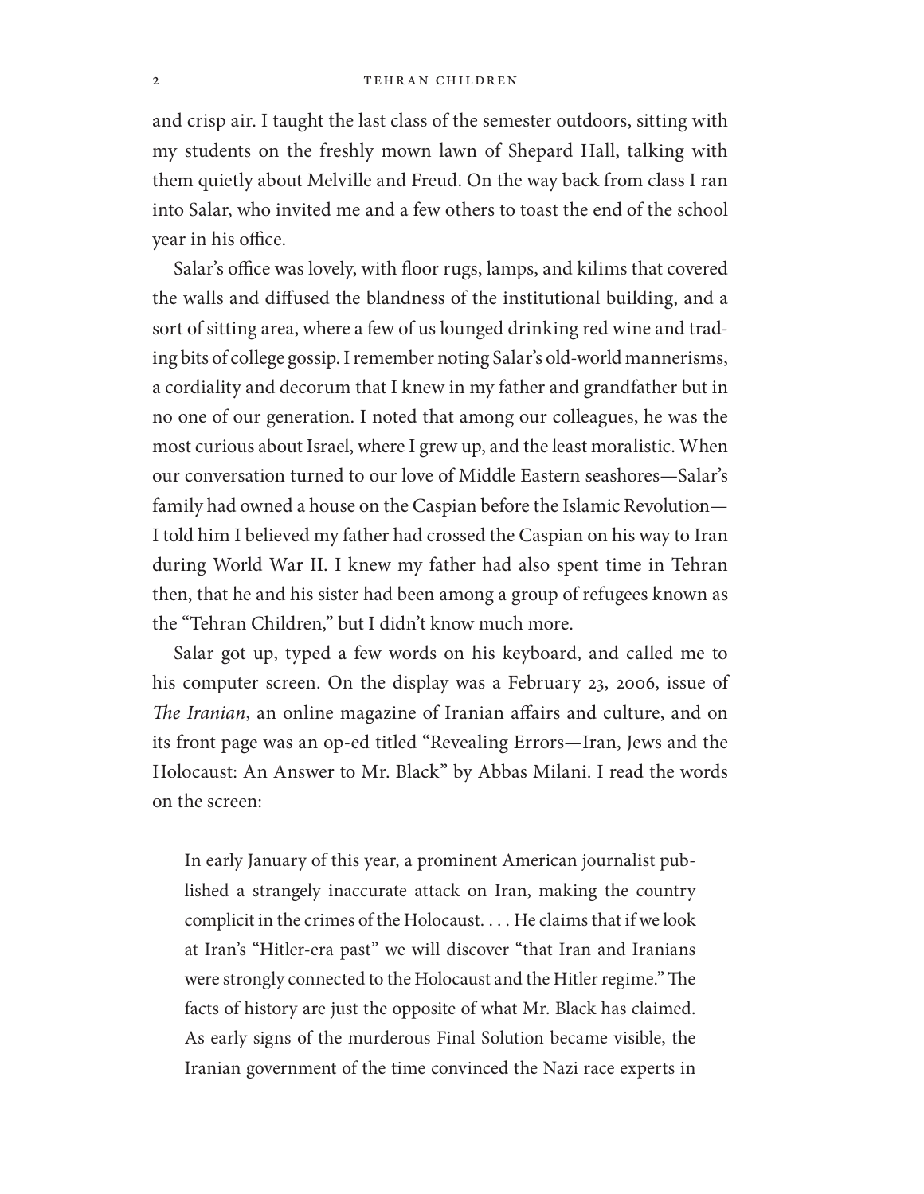and crisp air. I taught the last class of the semester outdoors, sitting with my students on the freshly mown lawn of Shepard Hall, talking with them quietly about Melville and Freud. On the way back from class I ran into Salar, who invited me and a few others to toast the end of the school year in his office.

Salar's office was lovely, with floor rugs, lamps, and kilims that covered the walls and diffused the blandness of the institutional building, and a sort of sitting area, where a few of us lounged drinking red wine and trading bits of college gossip. I remember noting Salar's old-world mannerisms, a cordiality and decorum that I knew in my father and grandfather but in no one of our generation. I noted that among our colleagues, he was the most curious about Israel, where I grew up, and the least moralistic. When our conversation turned to our love of Middle Eastern seashores—Salar's family had owned a house on the Caspian before the Islamic Revolution—I told him I believed my father had crossed the Caspian on his way to Iran during World War II. I knew my father had also spent time in Tehran then, that he and his sister had been among a group of refugees known as the "Tehran Children," but I didn't know much more.

Salar got up, typed a few words on his keyboard, and called me to his computer screen. On the display was a February 23, 2006, issue of *The Iranian*, an online magazine of Iranian affairs and culture, and on its front page was an op-ed titled "Revealing Errors—Iran, Jews and the Holocaust: An Answer to Mr. Black" by Abbas Milani. I read the words on the screen:

> In early January of this year, a prominent American journalist published a strangely inaccurate attack on Iran, making the country complicit in the crimes of the Holocaust. . . . He claims that if we look at Iran's "Hitler-era past" we will discover "that Iran and Iranians were strongly connected to the Holocaust and the Hitler regime." The facts of history are just the opposite of what Mr. Black has claimed. As early signs of the murderous Final Solution became visible, the Iranian government of the time convinced the Nazi race experts in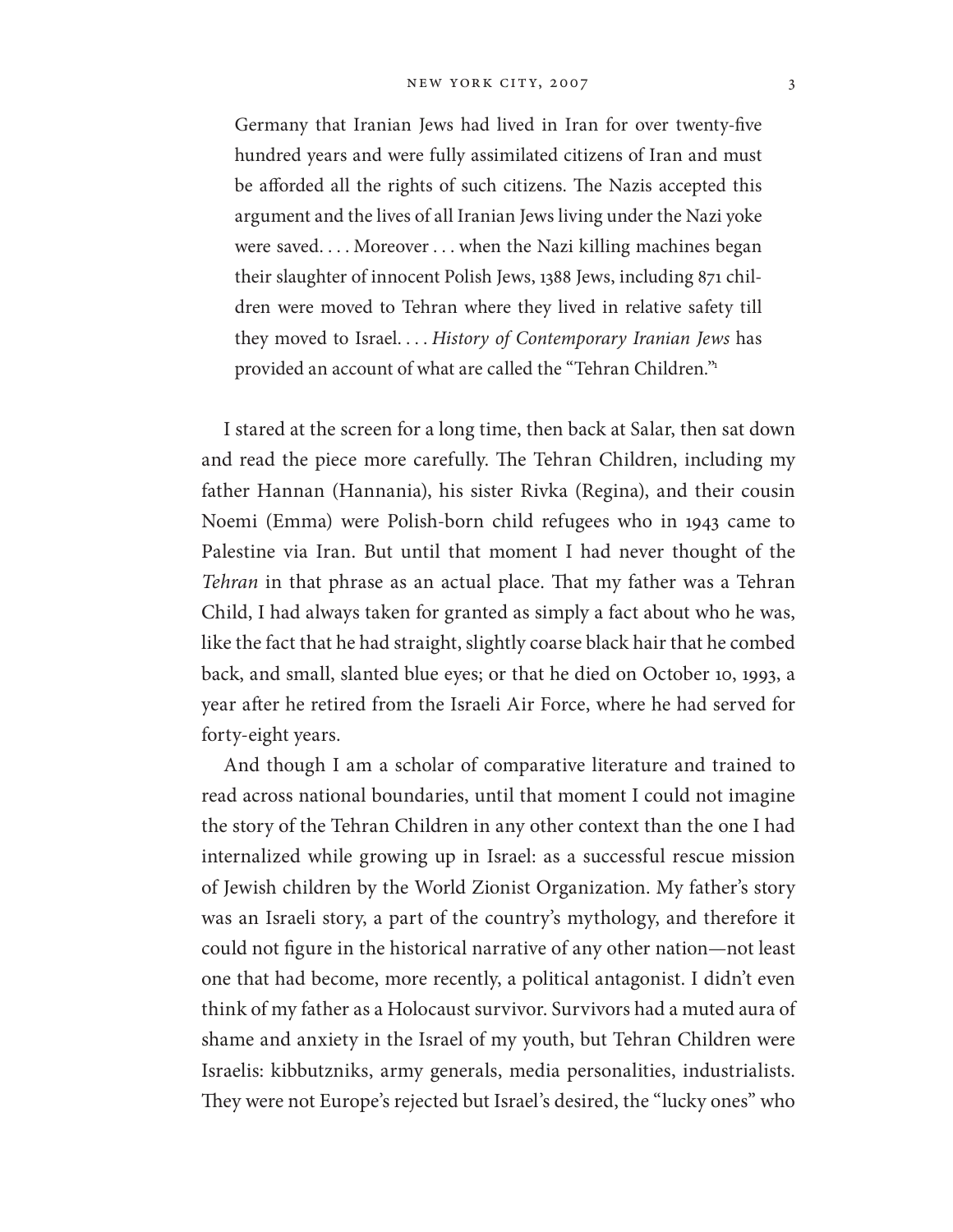> Germany that Iranian Jews had lived in Iran for over twenty-five hundred years and were fully assimilated citizens of Iran and must be afforded all the rights of such citizens. The Nazis accepted this argument and the lives of all Iranian Jews living under the Nazi yoke were saved. . . . Moreover . . . when the Nazi killing machines began their slaughter of innocent Polish Jews, 1388 Jews, including 871 children were moved to Tehran where they lived in relative safety till they moved to Israel. . . . *History of Contemporary Iranian Jews* has provided an account of what are called the "Tehran Children."[1]

I stared at the screen for a long time, then back at Salar, then sat down and read the piece more carefully. The Tehran Children, including my father Hannan (Hannania), his sister Rivka (Regina), and their cousin Noemi (Emma) were Polish-born child refugees who in 1943 came to Palestine via Iran. But until that moment I had never thought of the *Tehran* in that phrase as an actual place. That my father was a Tehran Child, I had always taken for granted as simply a fact about who he was, like the fact that he had straight, slightly coarse black hair that he combed back, and small, slanted blue eyes; or that he died on October 10, 1993, a year after he retired from the Israeli Air Force, where he had served for forty-eight years.

And though I am a scholar of comparative literature and trained to read across national boundaries, until that moment I could not imagine the story of the Tehran Children in any other context than the one I had internalized while growing up in Israel: as a successful rescue mission of Jewish children by the World Zionist Organization. My father's story was an Israeli story, a part of the country's mythology, and therefore it could not figure in the historical narrative of any other nation—not least one that had become, more recently, a political antagonist. I didn't even think of my father as a Holocaust survivor. Survivors had a muted aura of shame and anxiety in the Israel of my youth, but Tehran Children were Israelis: kibbutzniks, army generals, media personalities, industrialists. They were not Europe's rejected but Israel's desired, the "lucky ones" who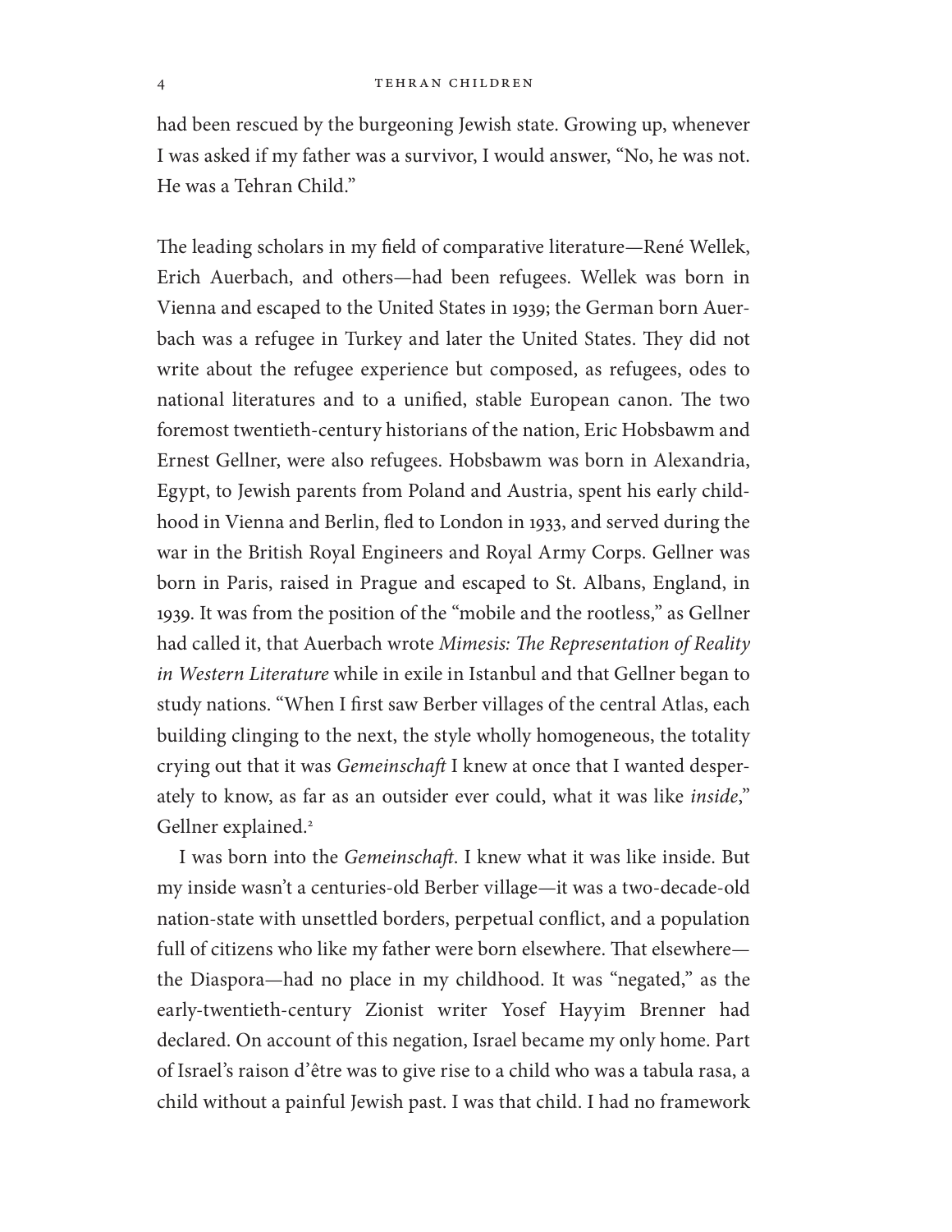had been rescued by the burgeoning Jewish state. Growing up, whenever I was asked if my father was a survivor, I would answer, "No, he was not. He was a Tehran Child."

The leading scholars in my field of comparative literature—René Wellek, Erich Auerbach, and others—had been refugees. Wellek was born in Vienna and escaped to the United States in 1939; the German born Auerbach was a refugee in Turkey and later the United States. They did not write about the refugee experience but composed, as refugees, odes to national literatures and to a unified, stable European canon. The two foremost twentieth-century historians of the nation, Eric Hobsbawm and Ernest Gellner, were also refugees. Hobsbawm was born in Alexandria, Egypt, to Jewish parents from Poland and Austria, spent his early childhood in Vienna and Berlin, fled to London in 1933, and served during the war in the British Royal Engineers and Royal Army Corps. Gellner was born in Paris, raised in Prague and escaped to St. Albans, England, in 1939. It was from the position of the "mobile and the rootless," as Gellner had called it, that Auerbach wrote *Mimesis: The Representation of Reality in Western Literature* while in exile in Istanbul and that Gellner began to study nations. "When I first saw Berber villages of the central Atlas, each building clinging to the next, the style wholly homogeneous, the totality crying out that it was *Gemeinschaft* I knew at once that I wanted desperately to know, as far as an outsider ever could, what it was like *inside*," Gellner explained.[2]

I was born into the *Gemeinschaft*. I knew what it was like inside. But my inside wasn't a centuries-old Berber village—it was a two-decade-old nation-state with unsettled borders, perpetual conflict, and a population full of citizens who like my father were born elsewhere. That elsewhere—the Diaspora—had no place in my childhood. It was "negated," as the early-twentieth-century Zionist writer Yosef Hayyim Brenner had declared. On account of this negation, Israel became my only home. Part of Israel's raison d'être was to give rise to a child who was a tabula rasa, a child without a painful Jewish past. I was that child. I had no framework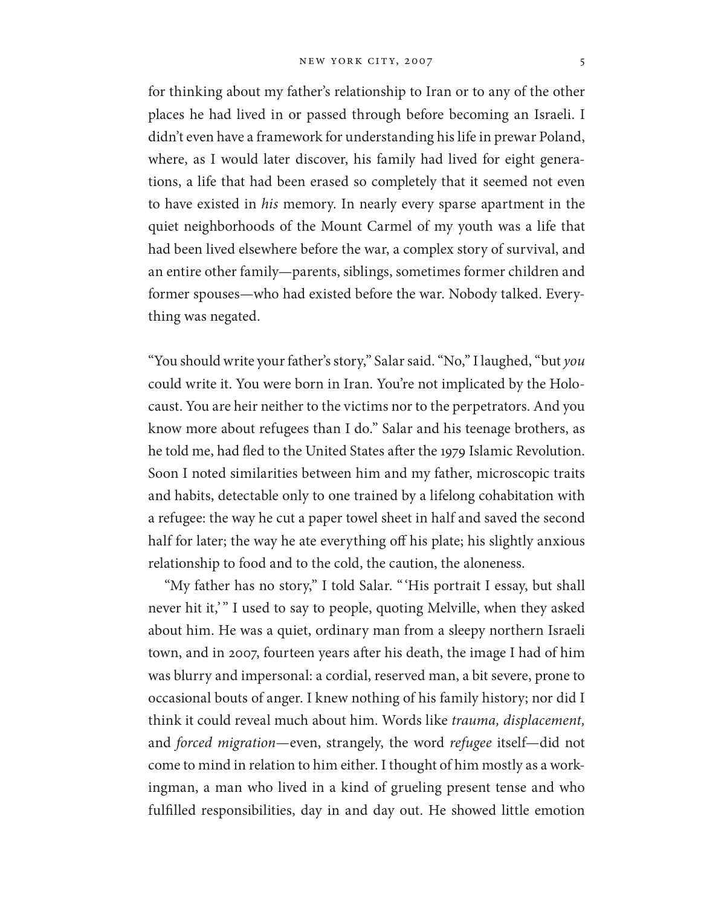for thinking about my father's relationship to Iran or to any of the other places he had lived in or passed through before becoming an Israeli. I didn't even have a framework for understanding his life in prewar Poland, where, as I would later discover, his family had lived for eight generations, a life that had been erased so completely that it seemed not even to have existed in *his* memory. In nearly every sparse apartment in the quiet neighborhoods of the Mount Carmel of my youth was a life that had been lived elsewhere before the war, a complex story of survival, and an entire other family—parents, siblings, sometimes former children and former spouses—who had existed before the war. Nobody talked. Everything was negated.

"You should write your father's story," Salar said. "No," I laughed, "but *you* could write it. You were born in Iran. You're not implicated by the Holocaust. You are heir neither to the victims nor to the perpetrators. And you know more about refugees than I do." Salar and his teenage brothers, as he told me, had fled to the United States after the 1979 Islamic Revolution. Soon I noted similarities between him and my father, microscopic traits and habits, detectable only to one trained by a lifelong cohabitation with a refugee: the way he cut a paper towel sheet in half and saved the second half for later; the way he ate everything off his plate; his slightly anxious relationship to food and to the cold, the caution, the aloneness.

"My father has no story," I told Salar. "'His portrait I essay, but shall never hit it,'" I used to say to people, quoting Melville, when they asked about him. He was a quiet, ordinary man from a sleepy northern Israeli town, and in 2007, fourteen years after his death, the image I had of him was blurry and impersonal: a cordial, reserved man, a bit severe, prone to occasional bouts of anger. I knew nothing of his family history; nor did I think it could reveal much about him. Words like *trauma, displacement,* and *forced migration*—even, strangely, the word *refugee* itself—did not come to mind in relation to him either. I thought of him mostly as a workingman, a man who lived in a kind of grueling present tense and who fulfilled responsibilities, day in and day out. He showed little emotion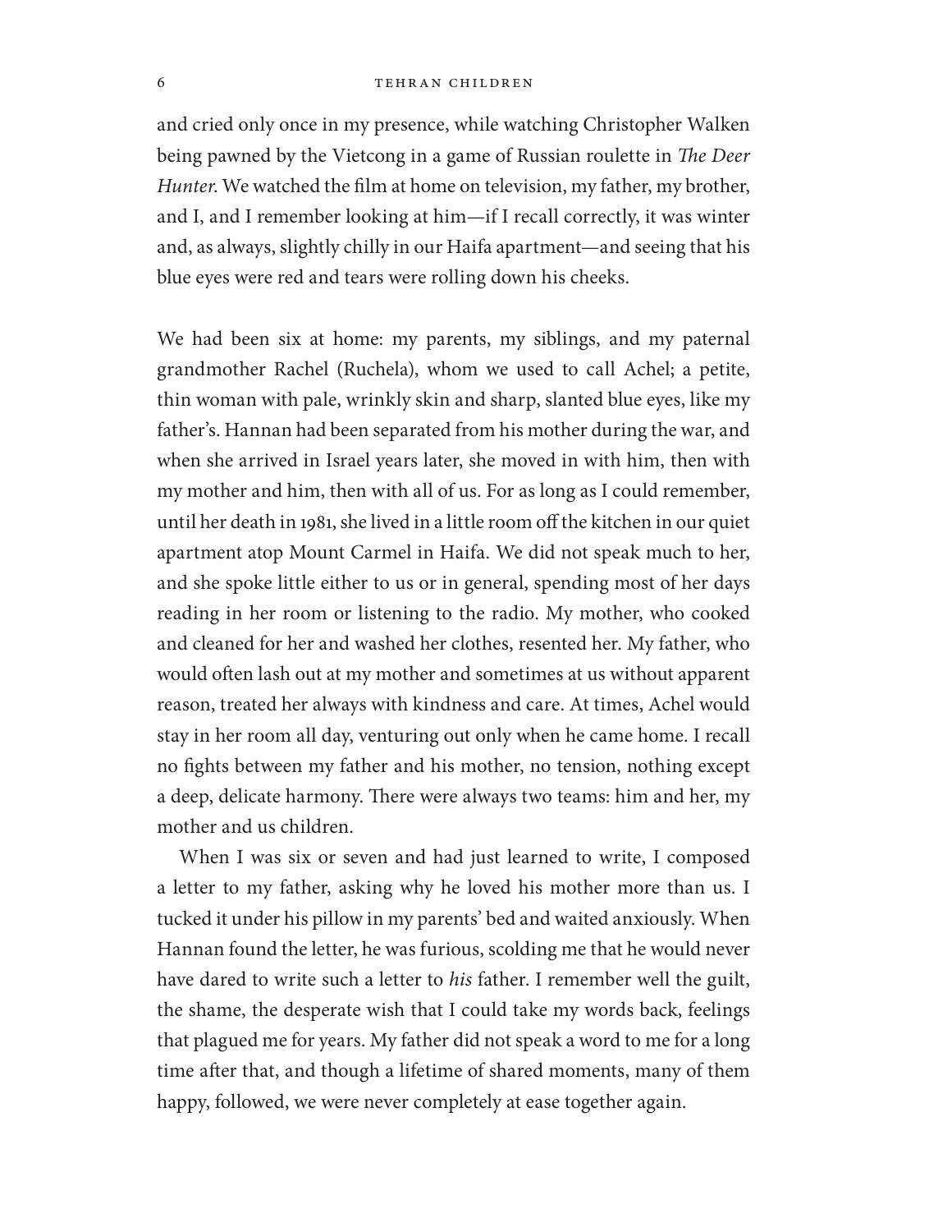and cried only once in my presence, while watching Christopher Walken being pawned by the Vietcong in a game of Russian roulette in *The Deer Hunter*. We watched the film at home on television, my father, my brother, and I, and I remember looking at him—if I recall correctly, it was winter and, as always, slightly chilly in our Haifa apartment—and seeing that his blue eyes were red and tears were rolling down his cheeks.

We had been six at home: my parents, my siblings, and my paternal grandmother Rachel (Ruchela), whom we used to call Achel; a petite, thin woman with pale, wrinkly skin and sharp, slanted blue eyes, like my father's. Hannan had been separated from his mother during the war, and when she arrived in Israel years later, she moved in with him, then with my mother and him, then with all of us. For as long as I could remember, until her death in 1981, she lived in a little room off the kitchen in our quiet apartment atop Mount Carmel in Haifa. We did not speak much to her, and she spoke little either to us or in general, spending most of her days reading in her room or listening to the radio. My mother, who cooked and cleaned for her and washed her clothes, resented her. My father, who would often lash out at my mother and sometimes at us without apparent reason, treated her always with kindness and care. At times, Achel would stay in her room all day, venturing out only when he came home. I recall no fights between my father and his mother, no tension, nothing except a deep, delicate harmony. There were always two teams: him and her, my mother and us children.

When I was six or seven and had just learned to write, I composed a letter to my father, asking why he loved his mother more than us. I tucked it under his pillow in my parents' bed and waited anxiously. When Hannan found the letter, he was furious, scolding me that he would never have dared to write such a letter to *his* father. I remember well the guilt, the shame, the desperate wish that I could take my words back, feelings that plagued me for years. My father did not speak a word to me for a long time after that, and though a lifetime of shared moments, many of them happy, followed, we were never completely at ease together again.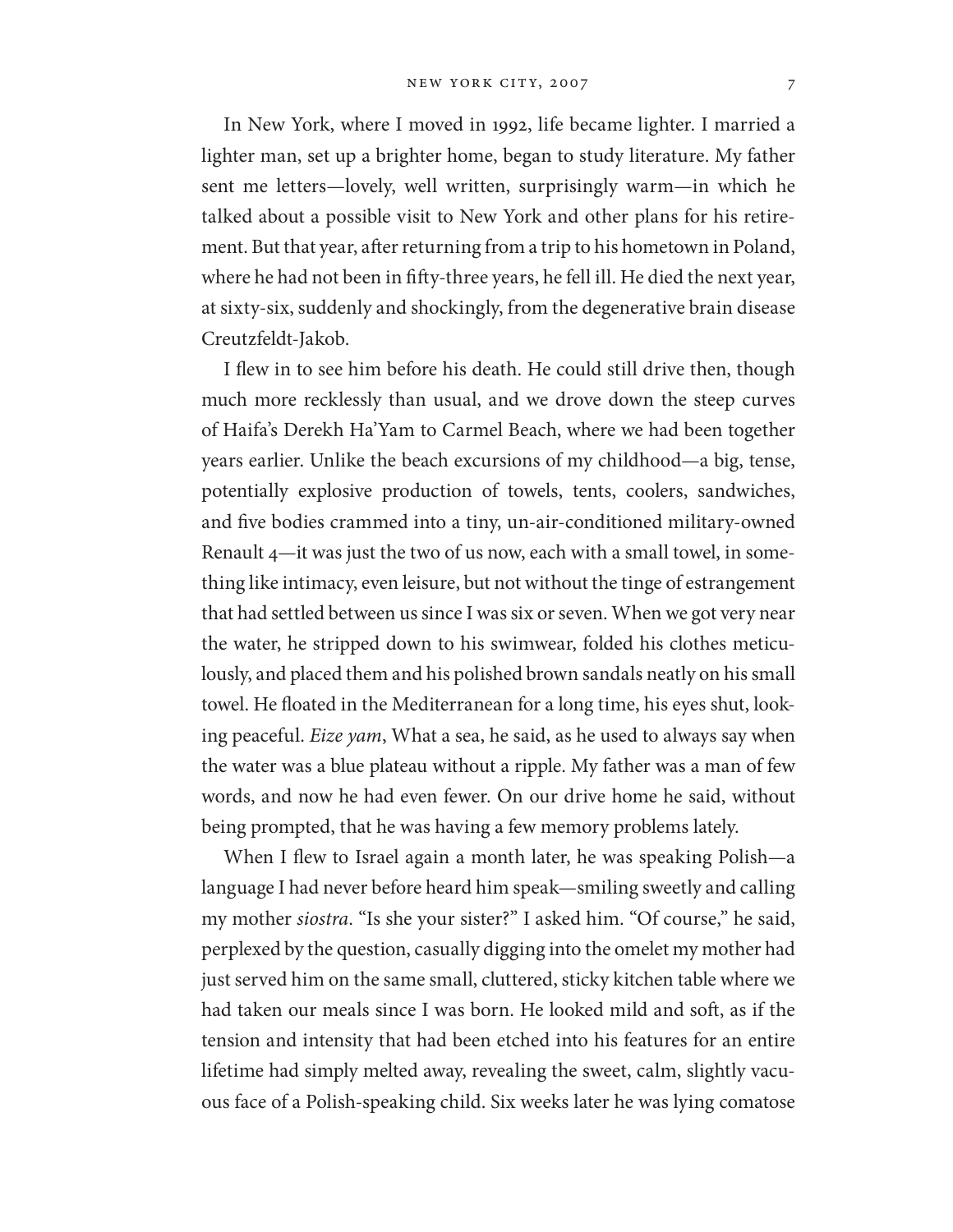In New York, where I moved in 1992, life became lighter. I married a lighter man, set up a brighter home, began to study literature. My father sent me letters—lovely, well written, surprisingly warm—in which he talked about a possible visit to New York and other plans for his retirement. But that year, after returning from a trip to his hometown in Poland, where he had not been in fifty-three years, he fell ill. He died the next year, at sixty-six, suddenly and shockingly, from the degenerative brain disease Creutzfeldt-Jakob.

I flew in to see him before his death. He could still drive then, though much more recklessly than usual, and we drove down the steep curves of Haifa's Derekh Ha'Yam to Carmel Beach, where we had been together years earlier. Unlike the beach excursions of my childhood—a big, tense, potentially explosive production of towels, tents, coolers, sandwiches, and five bodies crammed into a tiny, un-air-conditioned military-owned Renault 4—it was just the two of us now, each with a small towel, in something like intimacy, even leisure, but not without the tinge of estrangement that had settled between us since I was six or seven. When we got very near the water, he stripped down to his swimwear, folded his clothes meticulously, and placed them and his polished brown sandals neatly on his small towel. He floated in the Mediterranean for a long time, his eyes shut, looking peaceful. *Eize yam*, What a sea, he said, as he used to always say when the water was a blue plateau without a ripple. My father was a man of few words, and now he had even fewer. On our drive home he said, without being prompted, that he was having a few memory problems lately.

When I flew to Israel again a month later, he was speaking Polish—a language I had never before heard him speak—smiling sweetly and calling my mother *siostra*. "Is she your sister?" I asked him. "Of course," he said, perplexed by the question, casually digging into the omelet my mother had just served him on the same small, cluttered, sticky kitchen table where we had taken our meals since I was born. He looked mild and soft, as if the tension and intensity that had been etched into his features for an entire lifetime had simply melted away, revealing the sweet, calm, slightly vacuous face of a Polish-speaking child. Six weeks later he was lying comatose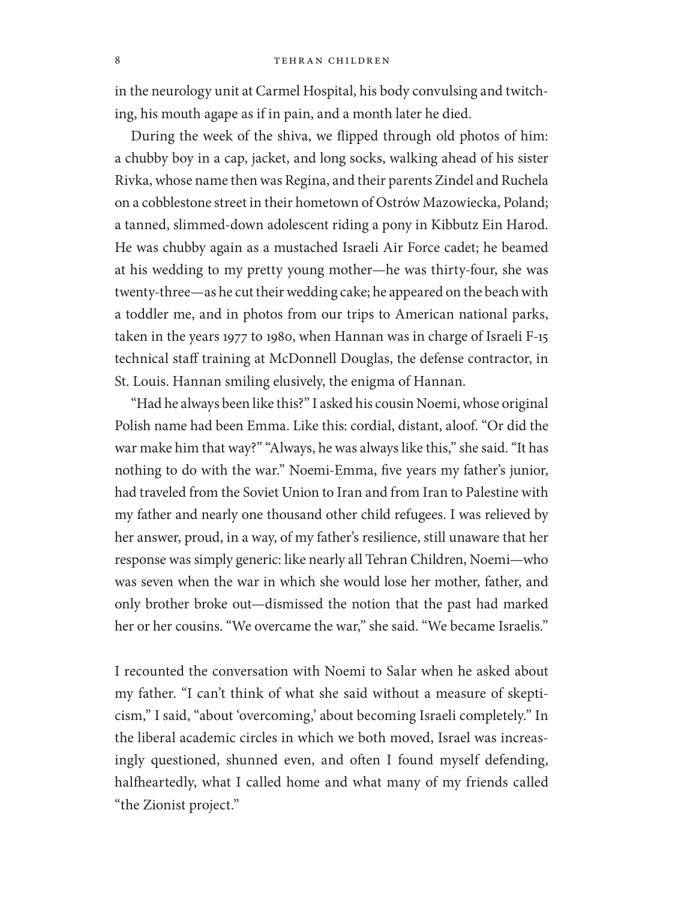in the neurology unit at Carmel Hospital, his body convulsing and twitching, his mouth agape as if in pain, and a month later he died.

During the week of the shiva, we flipped through old photos of him: a chubby boy in a cap, jacket, and long socks, walking ahead of his sister Rivka, whose name then was Regina, and their parents Zindel and Ruchela on a cobblestone street in their hometown of Ostrów Mazowiecka, Poland; a tanned, slimmed-down adolescent riding a pony in Kibbutz Ein Harod. He was chubby again as a mustached Israeli Air Force cadet; he beamed at his wedding to my pretty young mother—he was thirty-four, she was twenty-three—as he cut their wedding cake; he appeared on the beach with a toddler me, and in photos from our trips to American national parks, taken in the years 1977 to 1980, when Hannan was in charge of Israeli F-15 technical staff training at McDonnell Douglas, the defense contractor, in St. Louis. Hannan smiling elusively, the enigma of Hannan.

"Had he always been like this?" I asked his cousin Noemi, whose original Polish name had been Emma. Like this: cordial, distant, aloof. "Or did the war make him that way?" "Always, he was always like this," she said. "It has nothing to do with the war." Noemi-Emma, five years my father's junior, had traveled from the Soviet Union to Iran and from Iran to Palestine with my father and nearly one thousand other child refugees. I was relieved by her answer, proud, in a way, of my father's resilience, still unaware that her response was simply generic: like nearly all Tehran Children, Noemi—who was seven when the war in which she would lose her mother, father, and only brother broke out—dismissed the notion that the past had marked her or her cousins. "We overcame the war," she said. "We became Israelis."

I recounted the conversation with Noemi to Salar when he asked about my father. "I can't think of what she said without a measure of skepticism," I said, "about 'overcoming,' about becoming Israeli completely." In the liberal academic circles in which we both moved, Israel was increasingly questioned, shunned even, and often I found myself defending, halfheartedly, what I called home and what many of my friends called "the Zionist project."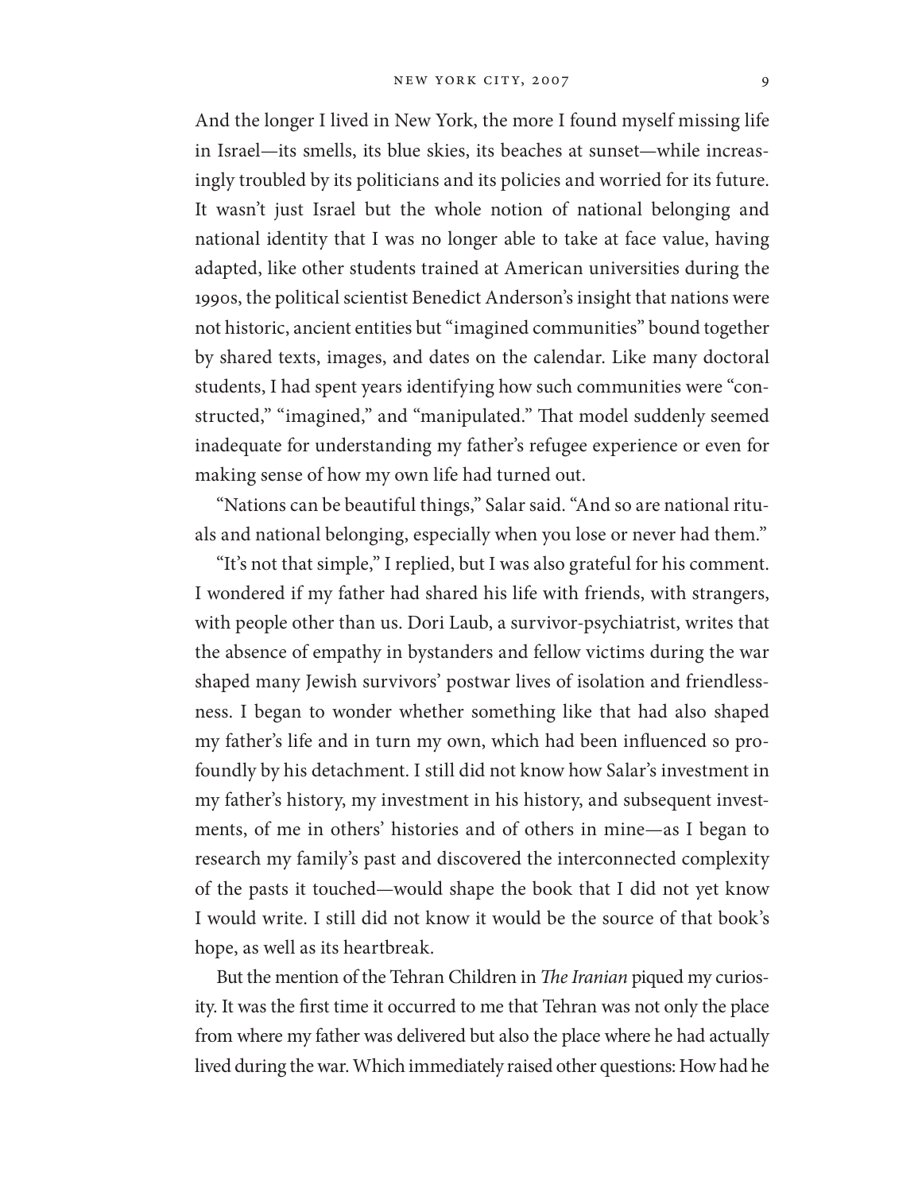And the longer I lived in New York, the more I found myself missing life in Israel—its smells, its blue skies, its beaches at sunset—while increasingly troubled by its politicians and its policies and worried for its future. It wasn't just Israel but the whole notion of national belonging and national identity that I was no longer able to take at face value, having adapted, like other students trained at American universities during the 1990s, the political scientist Benedict Anderson's insight that nations were not historic, ancient entities but "imagined communities" bound together by shared texts, images, and dates on the calendar. Like many doctoral students, I had spent years identifying how such communities were "constructed," "imagined," and "manipulated." That model suddenly seemed inadequate for understanding my father's refugee experience or even for making sense of how my own life had turned out.

"Nations can be beautiful things," Salar said. "And so are national rituals and national belonging, especially when you lose or never had them."

"It's not that simple," I replied, but I was also grateful for his comment. I wondered if my father had shared his life with friends, with strangers, with people other than us. Dori Laub, a survivor-psychiatrist, writes that the absence of empathy in bystanders and fellow victims during the war shaped many Jewish survivors' postwar lives of isolation and friendlessness. I began to wonder whether something like that had also shaped my father's life and in turn my own, which had been influenced so profoundly by his detachment. I still did not know how Salar's investment in my father's history, my investment in his history, and subsequent investments, of me in others' histories and of others in mine—as I began to research my family's past and discovered the interconnected complexity of the pasts it touched—would shape the book that I did not yet know I would write. I still did not know it would be the source of that book's hope, as well as its heartbreak.

But the mention of the Tehran Children in *The Iranian* piqued my curiosity. It was the first time it occurred to me that Tehran was not only the place from where my father was delivered but also the place where he had actually lived during the war. Which immediately raised other questions: How had he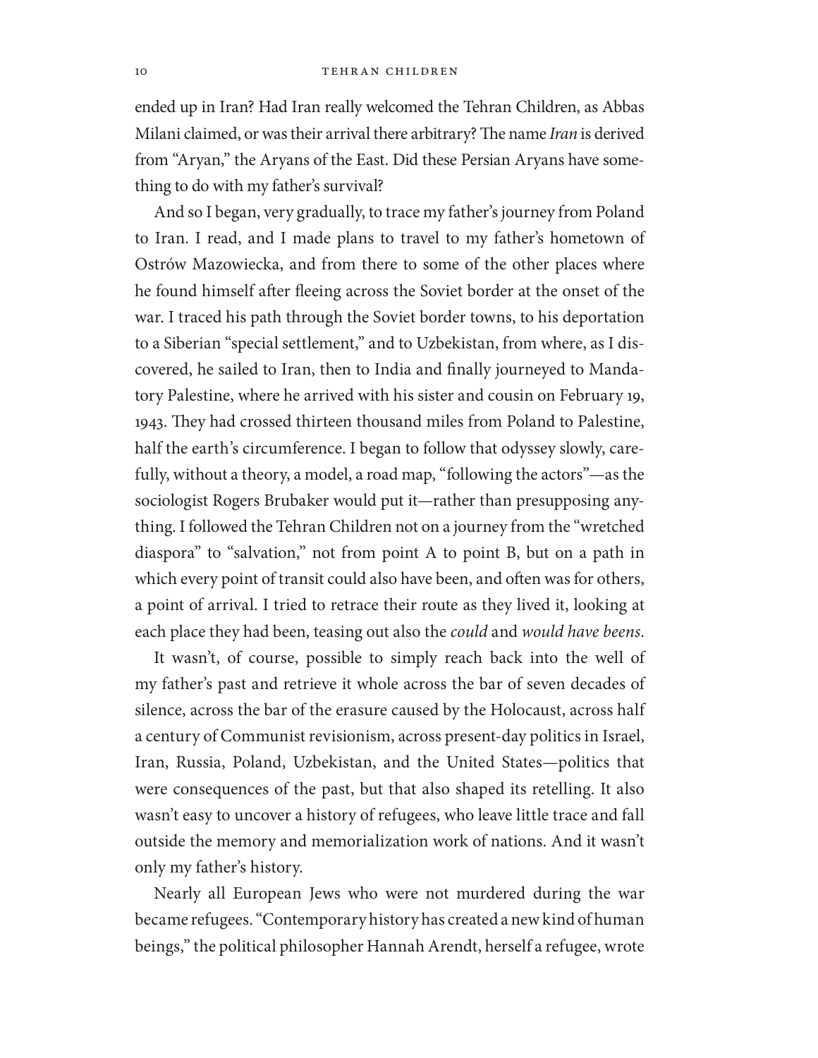ended up in Iran? Had Iran really welcomed the Tehran Children, as Abbas Milani claimed, or was their arrival there arbitrary? The name *Iran* is derived from "Aryan," the Aryans of the East. Did these Persian Aryans have something to do with my father's survival?

And so I began, very gradually, to trace my father's journey from Poland to Iran. I read, and I made plans to travel to my father's hometown of Ostrów Mazowiecka, and from there to some of the other places where he found himself after fleeing across the Soviet border at the onset of the war. I traced his path through the Soviet border towns, to his deportation to a Siberian "special settlement," and to Uzbekistan, from where, as I discovered, he sailed to Iran, then to India and finally journeyed to Mandatory Palestine, where he arrived with his sister and cousin on February 19, 1943. They had crossed thirteen thousand miles from Poland to Palestine, half the earth's circumference. I began to follow that odyssey slowly, carefully, without a theory, a model, a road map, "following the actors"—as the sociologist Rogers Brubaker would put it—rather than presupposing anything. I followed the Tehran Children not on a journey from the "wretched diaspora" to "salvation," not from point A to point B, but on a path in which every point of transit could also have been, and often was for others, a point of arrival. I tried to retrace their route as they lived it, looking at each place they had been, teasing out also the *could* and *would have beens*.

It wasn't, of course, possible to simply reach back into the well of my father's past and retrieve it whole across the bar of seven decades of silence, across the bar of the erasure caused by the Holocaust, across half a century of Communist revisionism, across present-day politics in Israel, Iran, Russia, Poland, Uzbekistan, and the United States—politics that were consequences of the past, but that also shaped its retelling. It also wasn't easy to uncover a history of refugees, who leave little trace and fall outside the memory and memorialization work of nations. And it wasn't only my father's history.

Nearly all European Jews who were not murdered during the war became refugees. "Contemporary history has created a new kind of human beings," the political philosopher Hannah Arendt, herself a refugee, wrote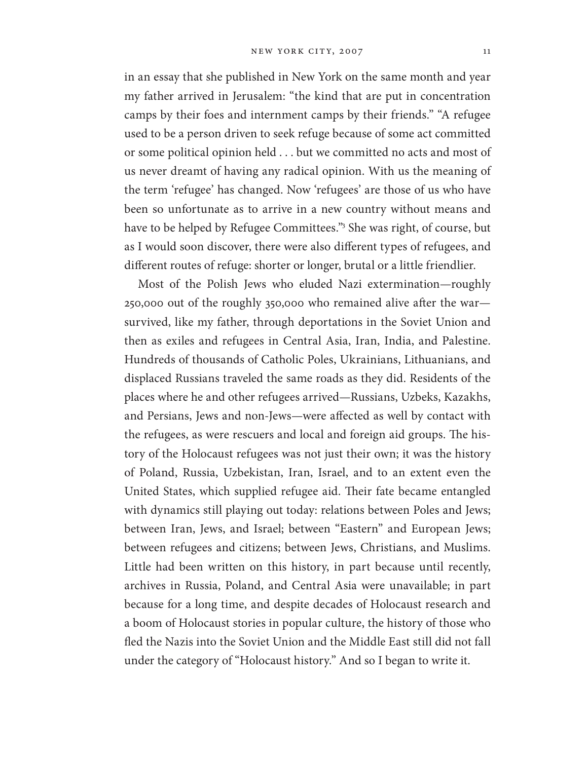in an essay that she published in New York on the same month and year my father arrived in Jerusalem: "the kind that are put in concentration camps by their foes and internment camps by their friends." "A refugee used to be a person driven to seek refuge because of some act committed or some political opinion held . . . but we committed no acts and most of us never dreamt of having any radical opinion. With us the meaning of the term 'refugee' has changed. Now 'refugees' are those of us who have been so unfortunate as to arrive in a new country without means and have to be helped by Refugee Committees."[3] She was right, of course, but as I would soon discover, there were also different types of refugees, and different routes of refuge: shorter or longer, brutal or a little friendlier.

Most of the Polish Jews who eluded Nazi extermination—roughly 250,000 out of the roughly 350,000 who remained alive after the war—survived, like my father, through deportations in the Soviet Union and then as exiles and refugees in Central Asia, Iran, India, and Palestine. Hundreds of thousands of Catholic Poles, Ukrainians, Lithuanians, and displaced Russians traveled the same roads as they did. Residents of the places where he and other refugees arrived—Russians, Uzbeks, Kazakhs, and Persians, Jews and non-Jews—were affected as well by contact with the refugees, as were rescuers and local and foreign aid groups. The history of the Holocaust refugees was not just their own; it was the history of Poland, Russia, Uzbekistan, Iran, Israel, and to an extent even the United States, which supplied refugee aid. Their fate became entangled with dynamics still playing out today: relations between Poles and Jews; between Iran, Jews, and Israel; between "Eastern" and European Jews; between refugees and citizens; between Jews, Christians, and Muslims. Little had been written on this history, in part because until recently, archives in Russia, Poland, and Central Asia were unavailable; in part because for a long time, and despite decades of Holocaust research and a boom of Holocaust stories in popular culture, the history of those who fled the Nazis into the Soviet Union and the Middle East still did not fall under the category of "Holocaust history." And so I began to write it.